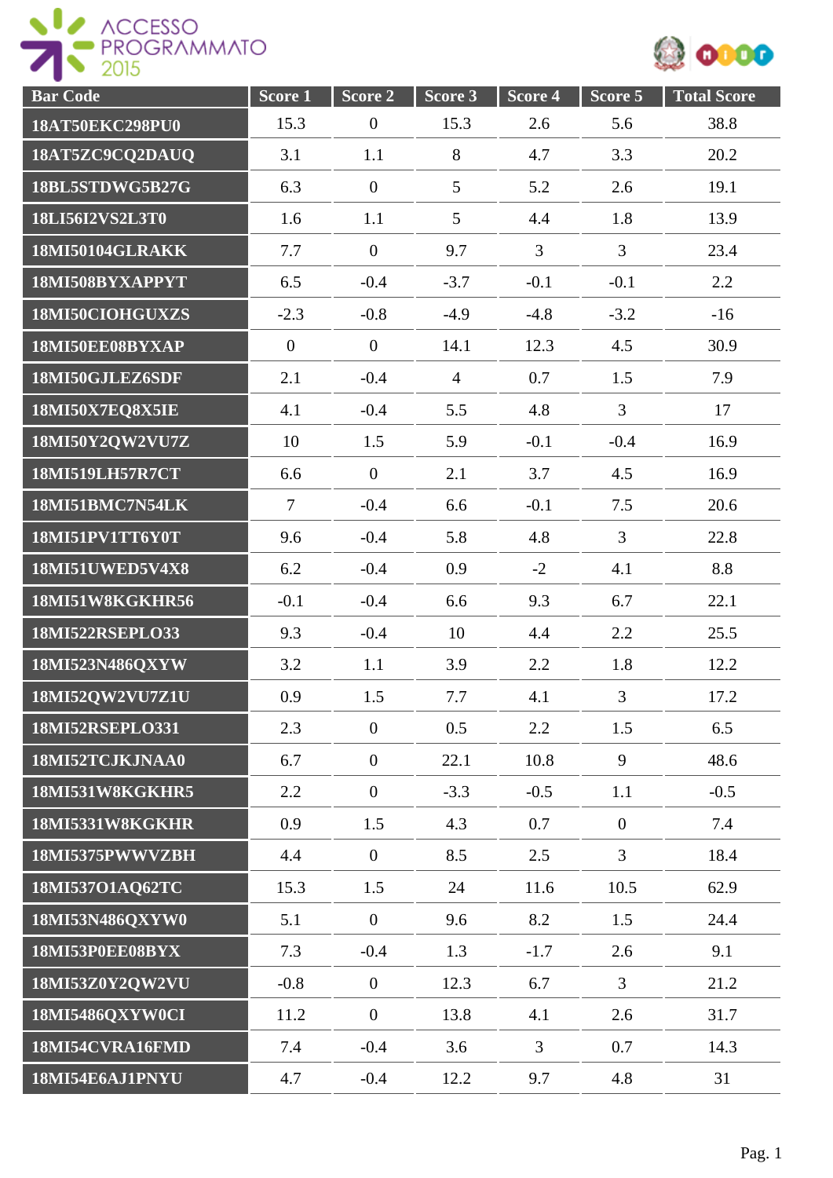| Bar Code | Score 1 | Score 2 | Score 3 | Score 4 | Score 5 | Total Score |
|---|---|---|---|---|---|---|
| 18AT50EKC298PU0 | 15.3 | 0 | 15.3 | 2.6 | 5.6 | 38.8 |
| 18AT5ZC9CQ2DAUQ | 3.1 | 1.1 | 8 | 4.7 | 3.3 | 20.2 |
| 18BL5STDWG5B27G | 6.3 | 0 | 5 | 5.2 | 2.6 | 19.1 |
| 18LI56I2VS2L3T0 | 1.6 | 1.1 | 5 | 4.4 | 1.8 | 13.9 |
| 18MI50104GLRAKK | 7.7 | 0 | 9.7 | 3 | 3 | 23.4 |
| 18MI508BYXAPPYT | 6.5 | -0.4 | -3.7 | -0.1 | -0.1 | 2.2 |
| 18MI50CIOHGUXZS | -2.3 | -0.8 | -4.9 | -4.8 | -3.2 | -16 |
| 18MI50EE08BYXAP | 0 | 0 | 14.1 | 12.3 | 4.5 | 30.9 |
| 18MI50GJLEZ6SDF | 2.1 | -0.4 | 4 | 0.7 | 1.5 | 7.9 |
| 18MI50X7EQ8X5IE | 4.1 | -0.4 | 5.5 | 4.8 | 3 | 17 |
| 18MI50Y2QW2VU7Z | 10 | 1.5 | 5.9 | -0.1 | -0.4 | 16.9 |
| 18MI519LH57R7CT | 6.6 | 0 | 2.1 | 3.7 | 4.5 | 16.9 |
| 18MI51BMC7N54LK | 7 | -0.4 | 6.6 | -0.1 | 7.5 | 20.6 |
| 18MI51PV1TT6Y0T | 9.6 | -0.4 | 5.8 | 4.8 | 3 | 22.8 |
| 18MI51UWED5V4X8 | 6.2 | -0.4 | 0.9 | -2 | 4.1 | 8.8 |
| 18MI51W8KGKHR56 | -0.1 | -0.4 | 6.6 | 9.3 | 6.7 | 22.1 |
| 18MI522RSEPLO33 | 9.3 | -0.4 | 10 | 4.4 | 2.2 | 25.5 |
| 18MI523N486QXYW | 3.2 | 1.1 | 3.9 | 2.2 | 1.8 | 12.2 |
| 18MI52QW2VU7Z1U | 0.9 | 1.5 | 7.7 | 4.1 | 3 | 17.2 |
| 18MI52RSEPLO331 | 2.3 | 0 | 0.5 | 2.2 | 1.5 | 6.5 |
| 18MI52TCJKJNAA0 | 6.7 | 0 | 22.1 | 10.8 | 9 | 48.6 |
| 18MI531W8KGKHR5 | 2.2 | 0 | -3.3 | -0.5 | 1.1 | -0.5 |
| 18MI5331W8KGKHR | 0.9 | 1.5 | 4.3 | 0.7 | 0 | 7.4 |
| 18MI5375PWWVZBH | 4.4 | 0 | 8.5 | 2.5 | 3 | 18.4 |
| 18MI537O1AQ62TC | 15.3 | 1.5 | 24 | 11.6 | 10.5 | 62.9 |
| 18MI53N486QXYW0 | 5.1 | 0 | 9.6 | 8.2 | 1.5 | 24.4 |
| 18MI53P0EE08BYX | 7.3 | -0.4 | 1.3 | -1.7 | 2.6 | 9.1 |
| 18MI53Z0Y2QW2VU | -0.8 | 0 | 12.3 | 6.7 | 3 | 21.2 |
| 18MI5486QXYW0CI | 11.2 | 0 | 13.8 | 4.1 | 2.6 | 31.7 |
| 18MI54CVRA16FMD | 7.4 | -0.4 | 3.6 | 3 | 0.7 | 14.3 |
| 18MI54E6AJ1PNYU | 4.7 | -0.4 | 12.2 | 9.7 | 4.8 | 31 |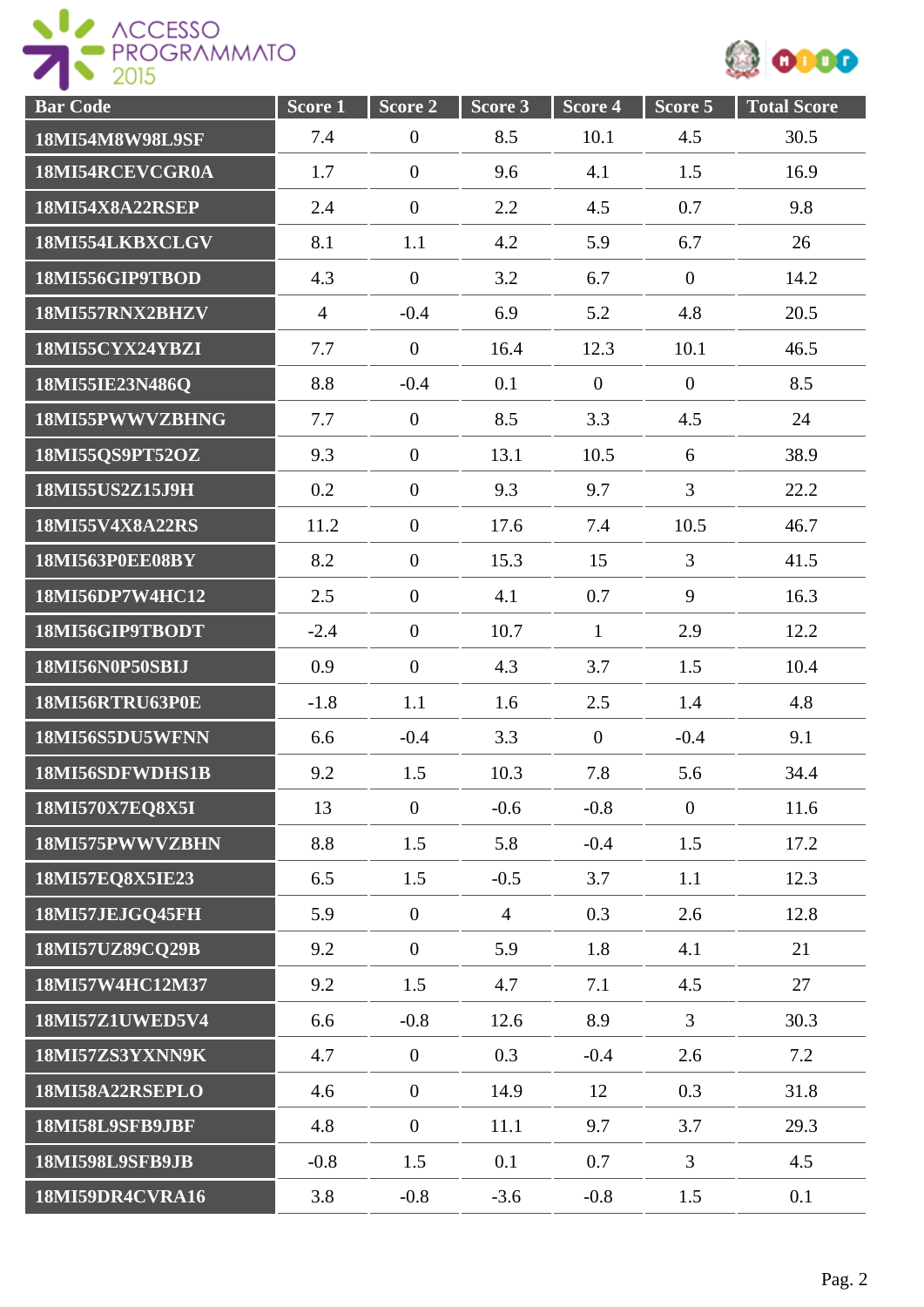| Bar Code | Score 1 | Score 2 | Score 3 | Score 4 | Score 5 | Total Score |
|---|---|---|---|---|---|---|
| 18MI54M8W98L9SF | 7.4 | 0 | 8.5 | 10.1 | 4.5 | 30.5 |
| 18MI54RCEVCGR0A | 1.7 | 0 | 9.6 | 4.1 | 1.5 | 16.9 |
| 18MI54X8A22RSEP | 2.4 | 0 | 2.2 | 4.5 | 0.7 | 9.8 |
| 18MI554LKBXCLGV | 8.1 | 1.1 | 4.2 | 5.9 | 6.7 | 26 |
| 18MI556GIP9TBOD | 4.3 | 0 | 3.2 | 6.7 | 0 | 14.2 |
| 18MI557RNX2BHZV | 4 | -0.4 | 6.9 | 5.2 | 4.8 | 20.5 |
| 18MI55CYX24YBZI | 7.7 | 0 | 16.4 | 12.3 | 10.1 | 46.5 |
| 18MI55IE23N486Q | 8.8 | -0.4 | 0.1 | 0 | 0 | 8.5 |
| 18MI55PWWVZBHNG | 7.7 | 0 | 8.5 | 3.3 | 4.5 | 24 |
| 18MI55QS9PT52OZ | 9.3 | 0 | 13.1 | 10.5 | 6 | 38.9 |
| 18MI55US2Z15J9H | 0.2 | 0 | 9.3 | 9.7 | 3 | 22.2 |
| 18MI55V4X8A22RS | 11.2 | 0 | 17.6 | 7.4 | 10.5 | 46.7 |
| 18MI563P0EE08BY | 8.2 | 0 | 15.3 | 15 | 3 | 41.5 |
| 18MI56DP7W4HC12 | 2.5 | 0 | 4.1 | 0.7 | 9 | 16.3 |
| 18MI56GIP9TBODT | -2.4 | 0 | 10.7 | 1 | 2.9 | 12.2 |
| 18MI56N0P50SBIJ | 0.9 | 0 | 4.3 | 3.7 | 1.5 | 10.4 |
| 18MI56RTRU63P0E | -1.8 | 1.1 | 1.6 | 2.5 | 1.4 | 4.8 |
| 18MI56S5DU5WFNN | 6.6 | -0.4 | 3.3 | 0 | -0.4 | 9.1 |
| 18MI56SDFWDHS1B | 9.2 | 1.5 | 10.3 | 7.8 | 5.6 | 34.4 |
| 18MI570X7EQ8X5I | 13 | 0 | -0.6 | -0.8 | 0 | 11.6 |
| 18MI575PWWVZBHN | 8.8 | 1.5 | 5.8 | -0.4 | 1.5 | 17.2 |
| 18MI57EQ8X5IE23 | 6.5 | 1.5 | -0.5 | 3.7 | 1.1 | 12.3 |
| 18MI57JEJGQ45FH | 5.9 | 0 | 4 | 0.3 | 2.6 | 12.8 |
| 18MI57UZ89CQ29B | 9.2 | 0 | 5.9 | 1.8 | 4.1 | 21 |
| 18MI57W4HC12M37 | 9.2 | 1.5 | 4.7 | 7.1 | 4.5 | 27 |
| 18MI57Z1UWED5V4 | 6.6 | -0.8 | 12.6 | 8.9 | 3 | 30.3 |
| 18MI57ZS3YXNN9K | 4.7 | 0 | 0.3 | -0.4 | 2.6 | 7.2 |
| 18MI58A22RSEPLO | 4.6 | 0 | 14.9 | 12 | 0.3 | 31.8 |
| 18MI58L9SFB9JBF | 4.8 | 0 | 11.1 | 9.7 | 3.7 | 29.3 |
| 18MI598L9SFB9JB | -0.8 | 1.5 | 0.1 | 0.7 | 3 | 4.5 |
| 18MI59DR4CVRA16 | 3.8 | -0.8 | -3.6 | -0.8 | 1.5 | 0.1 |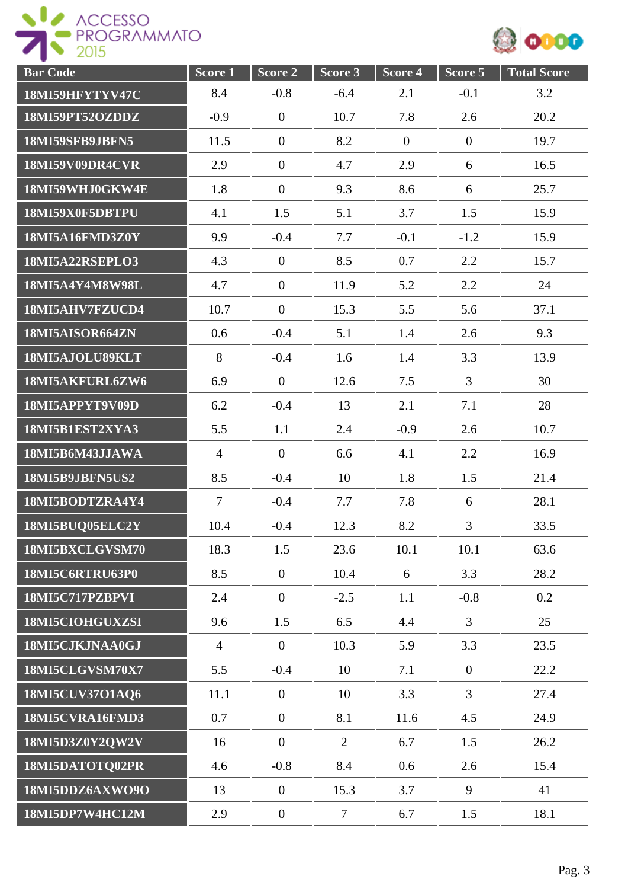| Bar Code | Score 1 | Score 2 | Score 3 | Score 4 | Score 5 | Total Score |
|---|---|---|---|---|---|---|
| 18MI59HFYTYV47C | 8.4 | -0.8 | -6.4 | 2.1 | -0.1 | 3.2 |
| 18MI59PT52OZDDZ | -0.9 | 0 | 10.7 | 7.8 | 2.6 | 20.2 |
| 18MI59SFB9JBFN5 | 11.5 | 0 | 8.2 | 0 | 0 | 19.7 |
| 18MI59V09DR4CVR | 2.9 | 0 | 4.7 | 2.9 | 6 | 16.5 |
| 18MI59WHJ0GKW4E | 1.8 | 0 | 9.3 | 8.6 | 6 | 25.7 |
| 18MI59X0F5DBTPU | 4.1 | 1.5 | 5.1 | 3.7 | 1.5 | 15.9 |
| 18MI5A16FMD3Z0Y | 9.9 | -0.4 | 7.7 | -0.1 | -1.2 | 15.9 |
| 18MI5A22RSEPLO3 | 4.3 | 0 | 8.5 | 0.7 | 2.2 | 15.7 |
| 18MI5A4Y4M8W98L | 4.7 | 0 | 11.9 | 5.2 | 2.2 | 24 |
| 18MI5AHV7FZUCD4 | 10.7 | 0 | 15.3 | 5.5 | 5.6 | 37.1 |
| 18MI5AISOR664ZN | 0.6 | -0.4 | 5.1 | 1.4 | 2.6 | 9.3 |
| 18MI5AJOLU89KLT | 8 | -0.4 | 1.6 | 1.4 | 3.3 | 13.9 |
| 18MI5AKFURL6ZW6 | 6.9 | 0 | 12.6 | 7.5 | 3 | 30 |
| 18MI5APPYT9V09D | 6.2 | -0.4 | 13 | 2.1 | 7.1 | 28 |
| 18MI5B1EST2XYA3 | 5.5 | 1.1 | 2.4 | -0.9 | 2.6 | 10.7 |
| 18MI5B6M43JJAWA | 4 | 0 | 6.6 | 4.1 | 2.2 | 16.9 |
| 18MI5B9JBFN5US2 | 8.5 | -0.4 | 10 | 1.8 | 1.5 | 21.4 |
| 18MI5BODTZRA4Y4 | 7 | -0.4 | 7.7 | 7.8 | 6 | 28.1 |
| 18MI5BUQ05ELC2Y | 10.4 | -0.4 | 12.3 | 8.2 | 3 | 33.5 |
| 18MI5BXCLGVSM70 | 18.3 | 1.5 | 23.6 | 10.1 | 10.1 | 63.6 |
| 18MI5C6RTRU63P0 | 8.5 | 0 | 10.4 | 6 | 3.3 | 28.2 |
| 18MI5C717PZBPVI | 2.4 | 0 | -2.5 | 1.1 | -0.8 | 0.2 |
| 18MI5CIOHGUXZSI | 9.6 | 1.5 | 6.5 | 4.4 | 3 | 25 |
| 18MI5CJKJNAA0GJ | 4 | 0 | 10.3 | 5.9 | 3.3 | 23.5 |
| 18MI5CLGVSM70X7 | 5.5 | -0.4 | 10 | 7.1 | 0 | 22.2 |
| 18MI5CUV37O1AQ6 | 11.1 | 0 | 10 | 3.3 | 3 | 27.4 |
| 18MI5CVRA16FMD3 | 0.7 | 0 | 8.1 | 11.6 | 4.5 | 24.9 |
| 18MI5D3Z0Y2QW2V | 16 | 0 | 2 | 6.7 | 1.5 | 26.2 |
| 18MI5DATOTQ02PR | 4.6 | -0.8 | 8.4 | 0.6 | 2.6 | 15.4 |
| 18MI5DDZ6AXWO9O | 13 | 0 | 15.3 | 3.7 | 9 | 41 |
| 18MI5DP7W4HC12M | 2.9 | 0 | 7 | 6.7 | 1.5 | 18.1 |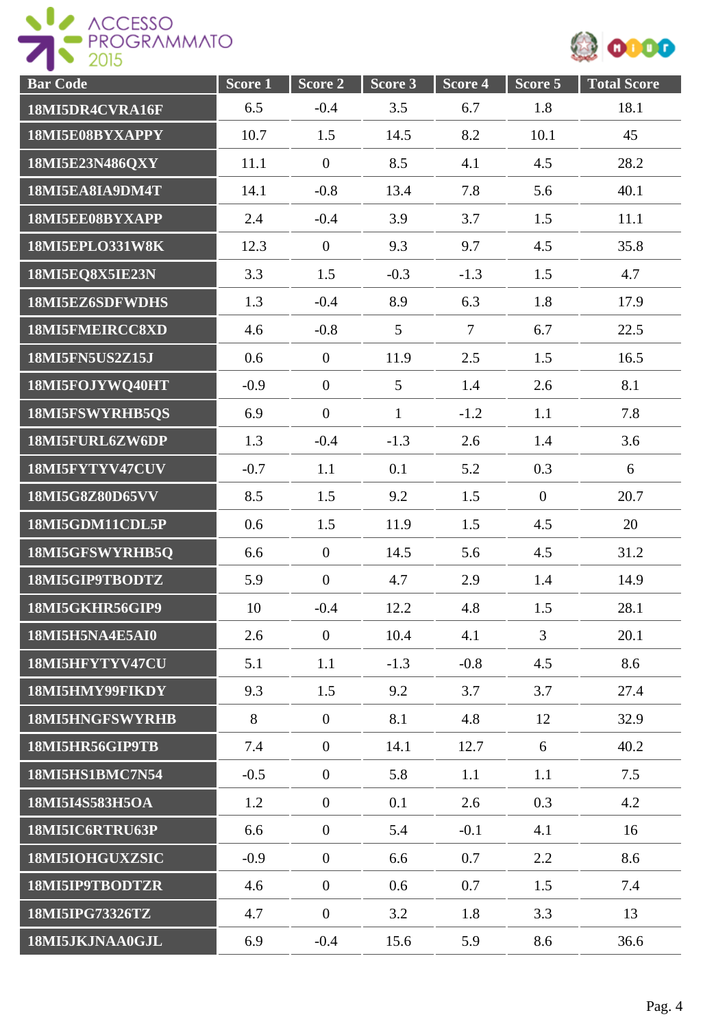| Bar Code | Score 1 | Score 2 | Score 3 | Score 4 | Score 5 | Total Score |
|---|---|---|---|---|---|---|
| 18MI5DR4CVRA16F | 6.5 | -0.4 | 3.5 | 6.7 | 1.8 | 18.1 |
| 18MI5E08BYXAPPY | 10.7 | 1.5 | 14.5 | 8.2 | 10.1 | 45 |
| 18MI5E23N486QXY | 11.1 | 0 | 8.5 | 4.1 | 4.5 | 28.2 |
| 18MI5EA8IA9DM4T | 14.1 | -0.8 | 13.4 | 7.8 | 5.6 | 40.1 |
| 18MI5EE08BYXAPP | 2.4 | -0.4 | 3.9 | 3.7 | 1.5 | 11.1 |
| 18MI5EPLO331W8K | 12.3 | 0 | 9.3 | 9.7 | 4.5 | 35.8 |
| 18MI5EQ8X5IE23N | 3.3 | 1.5 | -0.3 | -1.3 | 1.5 | 4.7 |
| 18MI5EZ6SDFWDHS | 1.3 | -0.4 | 8.9 | 6.3 | 1.8 | 17.9 |
| 18MI5FMEIRCC8XD | 4.6 | -0.8 | 5 | 7 | 6.7 | 22.5 |
| 18MI5FN5US2Z15J | 0.6 | 0 | 11.9 | 2.5 | 1.5 | 16.5 |
| 18MI5FOJYWQ40HT | -0.9 | 0 | 5 | 1.4 | 2.6 | 8.1 |
| 18MI5FSWYRHB5QS | 6.9 | 0 | 1 | -1.2 | 1.1 | 7.8 |
| 18MI5FURL6ZW6DP | 1.3 | -0.4 | -1.3 | 2.6 | 1.4 | 3.6 |
| 18MI5FYTYV47CUV | -0.7 | 1.1 | 0.1 | 5.2 | 0.3 | 6 |
| 18MI5G8Z80D65VV | 8.5 | 1.5 | 9.2 | 1.5 | 0 | 20.7 |
| 18MI5GDM11CDL5P | 0.6 | 1.5 | 11.9 | 1.5 | 4.5 | 20 |
| 18MI5GFSWYRHB5Q | 6.6 | 0 | 14.5 | 5.6 | 4.5 | 31.2 |
| 18MI5GIP9TBODTZ | 5.9 | 0 | 4.7 | 2.9 | 1.4 | 14.9 |
| 18MI5GKHR56GIP9 | 10 | -0.4 | 12.2 | 4.8 | 1.5 | 28.1 |
| 18MI5H5NA4E5AI0 | 2.6 | 0 | 10.4 | 4.1 | 3 | 20.1 |
| 18MI5HFYTYV47CU | 5.1 | 1.1 | -1.3 | -0.8 | 4.5 | 8.6 |
| 18MI5HMY99FIKDY | 9.3 | 1.5 | 9.2 | 3.7 | 3.7 | 27.4 |
| 18MI5HNGFSWYRHB | 8 | 0 | 8.1 | 4.8 | 12 | 32.9 |
| 18MI5HR56GIP9TB | 7.4 | 0 | 14.1 | 12.7 | 6 | 40.2 |
| 18MI5HS1BMC7N54 | -0.5 | 0 | 5.8 | 1.1 | 1.1 | 7.5 |
| 18MI5I4S583H5OA | 1.2 | 0 | 0.1 | 2.6 | 0.3 | 4.2 |
| 18MI5IC6RTRU63P | 6.6 | 0 | 5.4 | -0.1 | 4.1 | 16 |
| 18MI5IOHGUXZSIC | -0.9 | 0 | 6.6 | 0.7 | 2.2 | 8.6 |
| 18MI5IP9TBODTZR | 4.6 | 0 | 0.6 | 0.7 | 1.5 | 7.4 |
| 18MI5IPG73326TZ | 4.7 | 0 | 3.2 | 1.8 | 3.3 | 13 |
| 18MI5JKJNAA0GJL | 6.9 | -0.4 | 15.6 | 5.9 | 8.6 | 36.6 |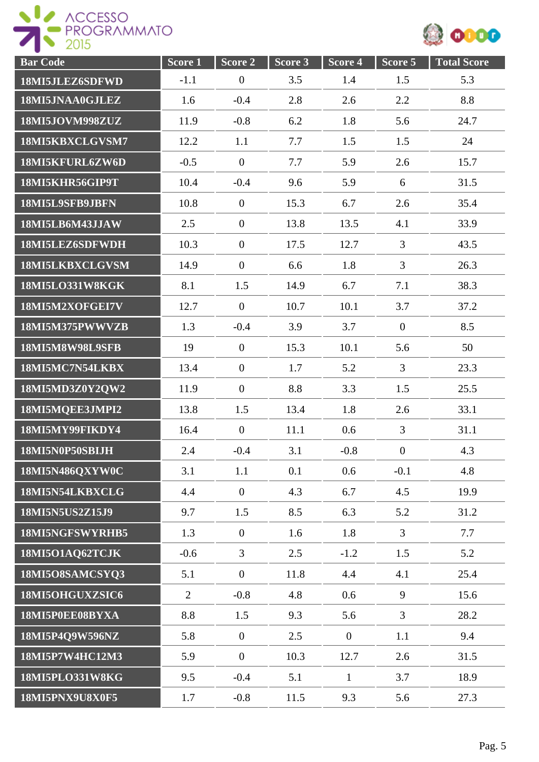| Bar Code | Score 1 | Score 2 | Score 3 | Score 4 | Score 5 | Total Score |
|---|---|---|---|---|---|---|
| 18MI5JLEZ6SDFWD | -1.1 | 0 | 3.5 | 1.4 | 1.5 | 5.3 |
| 18MI5JNAA0GJLEZ | 1.6 | -0.4 | 2.8 | 2.6 | 2.2 | 8.8 |
| 18MI5JOVM998ZUZ | 11.9 | -0.8 | 6.2 | 1.8 | 5.6 | 24.7 |
| 18MI5KBXCLGVSM7 | 12.2 | 1.1 | 7.7 | 1.5 | 1.5 | 24 |
| 18MI5KFURL6ZW6D | -0.5 | 0 | 7.7 | 5.9 | 2.6 | 15.7 |
| 18MI5KHR56GIP9T | 10.4 | -0.4 | 9.6 | 5.9 | 6 | 31.5 |
| 18MI5L9SFB9JBFN | 10.8 | 0 | 15.3 | 6.7 | 2.6 | 35.4 |
| 18MI5LB6M43JJAW | 2.5 | 0 | 13.8 | 13.5 | 4.1 | 33.9 |
| 18MI5LEZ6SDFWDH | 10.3 | 0 | 17.5 | 12.7 | 3 | 43.5 |
| 18MI5LKBXCLGVSM | 14.9 | 0 | 6.6 | 1.8 | 3 | 26.3 |
| 18MI5LO331W8KGK | 8.1 | 1.5 | 14.9 | 6.7 | 7.1 | 38.3 |
| 18MI5M2XOFGEI7V | 12.7 | 0 | 10.7 | 10.1 | 3.7 | 37.2 |
| 18MI5M375PWWVZB | 1.3 | -0.4 | 3.9 | 3.7 | 0 | 8.5 |
| 18MI5M8W98L9SFB | 19 | 0 | 15.3 | 10.1 | 5.6 | 50 |
| 18MI5MC7N54LKBX | 13.4 | 0 | 1.7 | 5.2 | 3 | 23.3 |
| 18MI5MD3Z0Y2QW2 | 11.9 | 0 | 8.8 | 3.3 | 1.5 | 25.5 |
| 18MI5MQEE3JMPI2 | 13.8 | 1.5 | 13.4 | 1.8 | 2.6 | 33.1 |
| 18MI5MY99FIKDY4 | 16.4 | 0 | 11.1 | 0.6 | 3 | 31.1 |
| 18MI5N0P50SBIJH | 2.4 | -0.4 | 3.1 | -0.8 | 0 | 4.3 |
| 18MI5N486QXYW0C | 3.1 | 1.1 | 0.1 | 0.6 | -0.1 | 4.8 |
| 18MI5N54LKBXCLG | 4.4 | 0 | 4.3 | 6.7 | 4.5 | 19.9 |
| 18MI5N5US2Z15J9 | 9.7 | 1.5 | 8.5 | 6.3 | 5.2 | 31.2 |
| 18MI5NGFSWYRHB5 | 1.3 | 0 | 1.6 | 1.8 | 3 | 7.7 |
| 18MI5O1AQ62TCJK | -0.6 | 3 | 2.5 | -1.2 | 1.5 | 5.2 |
| 18MI5O8SAMCSYQ3 | 5.1 | 0 | 11.8 | 4.4 | 4.1 | 25.4 |
| 18MI5OHGUXZSIC6 | 2 | -0.8 | 4.8 | 0.6 | 9 | 15.6 |
| 18MI5P0EE08BYXA | 8.8 | 1.5 | 9.3 | 5.6 | 3 | 28.2 |
| 18MI5P4Q9W596NZ | 5.8 | 0 | 2.5 | 0 | 1.1 | 9.4 |
| 18MI5P7W4HC12M3 | 5.9 | 0 | 10.3 | 12.7 | 2.6 | 31.5 |
| 18MI5PLO331W8KG | 9.5 | -0.4 | 5.1 | 1 | 3.7 | 18.9 |
| 18MI5PNX9U8X0F5 | 1.7 | -0.8 | 11.5 | 9.3 | 5.6 | 27.3 |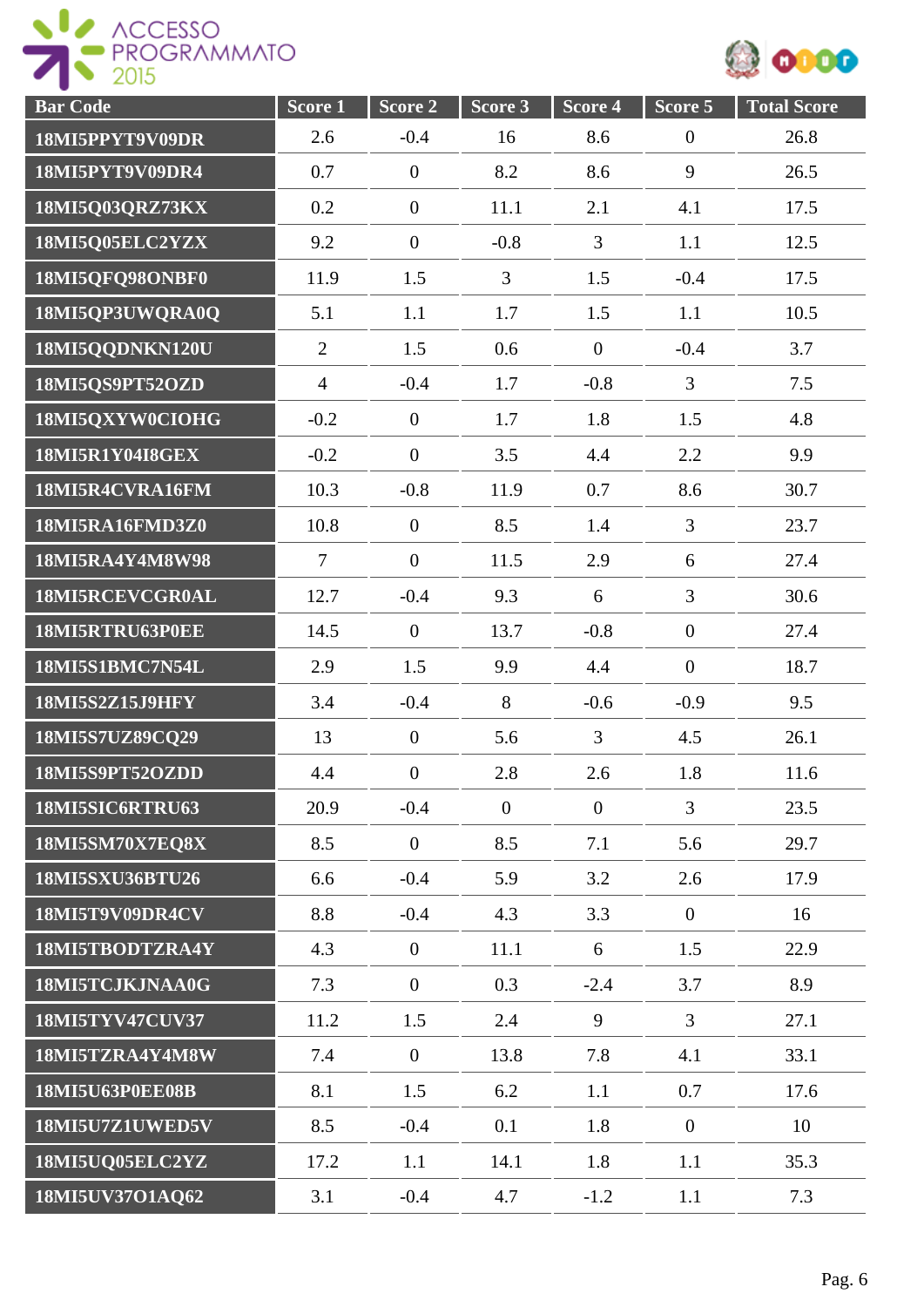| Bar Code | Score 1 | Score 2 | Score 3 | Score 4 | Score 5 | Total Score |
|---|---|---|---|---|---|---|
| 18MI5PPYT9V09DR | 2.6 | -0.4 | 16 | 8.6 | 0 | 26.8 |
| 18MI5PYT9V09DR4 | 0.7 | 0 | 8.2 | 8.6 | 9 | 26.5 |
| 18MI5Q03QRZ73KX | 0.2 | 0 | 11.1 | 2.1 | 4.1 | 17.5 |
| 18MI5Q05ELC2YZX | 9.2 | 0 | -0.8 | 3 | 1.1 | 12.5 |
| 18MI5QFQ98ONBF0 | 11.9 | 1.5 | 3 | 1.5 | -0.4 | 17.5 |
| 18MI5QP3UWQRA0Q | 5.1 | 1.1 | 1.7 | 1.5 | 1.1 | 10.5 |
| 18MI5QQDNKN120U | 2 | 1.5 | 0.6 | 0 | -0.4 | 3.7 |
| 18MI5QS9PT52OZD | 4 | -0.4 | 1.7 | -0.8 | 3 | 7.5 |
| 18MI5QXYW0CIOHG | -0.2 | 0 | 1.7 | 1.8 | 1.5 | 4.8 |
| 18MI5R1Y04I8GEX | -0.2 | 0 | 3.5 | 4.4 | 2.2 | 9.9 |
| 18MI5R4CVRA16FM | 10.3 | -0.8 | 11.9 | 0.7 | 8.6 | 30.7 |
| 18MI5RA16FMD3Z0 | 10.8 | 0 | 8.5 | 1.4 | 3 | 23.7 |
| 18MI5RA4Y4M8W98 | 7 | 0 | 11.5 | 2.9 | 6 | 27.4 |
| 18MI5RCEVCGR0AL | 12.7 | -0.4 | 9.3 | 6 | 3 | 30.6 |
| 18MI5RTRU63P0EE | 14.5 | 0 | 13.7 | -0.8 | 0 | 27.4 |
| 18MI5S1BMC7N54L | 2.9 | 1.5 | 9.9 | 4.4 | 0 | 18.7 |
| 18MI5S2Z15J9HFY | 3.4 | -0.4 | 8 | -0.6 | -0.9 | 9.5 |
| 18MI5S7UZ89CQ29 | 13 | 0 | 5.6 | 3 | 4.5 | 26.1 |
| 18MI5S9PT52OZDD | 4.4 | 0 | 2.8 | 2.6 | 1.8 | 11.6 |
| 18MI5SIC6RTRU63 | 20.9 | -0.4 | 0 | 0 | 3 | 23.5 |
| 18MI5SM70X7EQ8X | 8.5 | 0 | 8.5 | 7.1 | 5.6 | 29.7 |
| 18MI5SXU36BTU26 | 6.6 | -0.4 | 5.9 | 3.2 | 2.6 | 17.9 |
| 18MI5T9V09DR4CV | 8.8 | -0.4 | 4.3 | 3.3 | 0 | 16 |
| 18MI5TBODTZRA4Y | 4.3 | 0 | 11.1 | 6 | 1.5 | 22.9 |
| 18MI5TCJKJNAA0G | 7.3 | 0 | 0.3 | -2.4 | 3.7 | 8.9 |
| 18MI5TYV47CUV37 | 11.2 | 1.5 | 2.4 | 9 | 3 | 27.1 |
| 18MI5TZRA4Y4M8W | 7.4 | 0 | 13.8 | 7.8 | 4.1 | 33.1 |
| 18MI5U63P0EE08B | 8.1 | 1.5 | 6.2 | 1.1 | 0.7 | 17.6 |
| 18MI5U7Z1UWED5V | 8.5 | -0.4 | 0.1 | 1.8 | 0 | 10 |
| 18MI5UQ05ELC2YZ | 17.2 | 1.1 | 14.1 | 1.8 | 1.1 | 35.3 |
| 18MI5UV37O1AQ62 | 3.1 | -0.4 | 4.7 | -1.2 | 1.1 | 7.3 |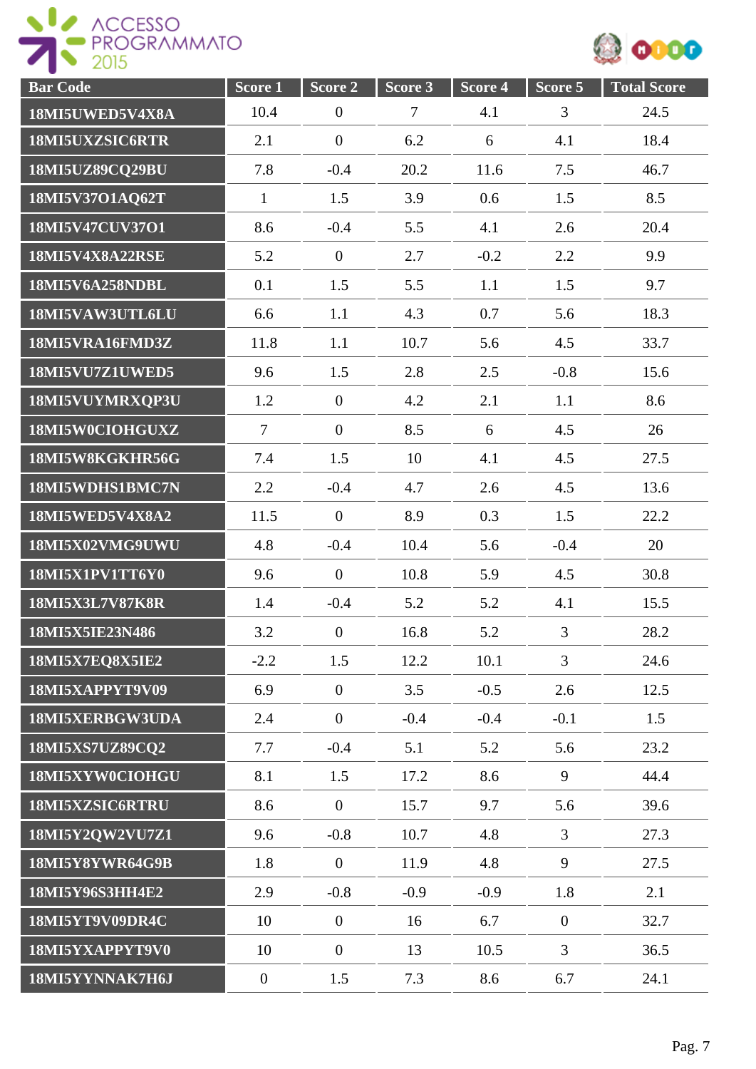| Bar Code | Score 1 | Score 2 | Score 3 | Score 4 | Score 5 | Total Score |
|---|---|---|---|---|---|---|
| 18MI5UWED5V4X8A | 10.4 | 0 | 7 | 4.1 | 3 | 24.5 |
| 18MI5UXZSIC6RTR | 2.1 | 0 | 6.2 | 6 | 4.1 | 18.4 |
| 18MI5UZ89CQ29BU | 7.8 | -0.4 | 20.2 | 11.6 | 7.5 | 46.7 |
| 18MI5V37O1AQ62T | 1 | 1.5 | 3.9 | 0.6 | 1.5 | 8.5 |
| 18MI5V47CUV37O1 | 8.6 | -0.4 | 5.5 | 4.1 | 2.6 | 20.4 |
| 18MI5V4X8A22RSE | 5.2 | 0 | 2.7 | -0.2 | 2.2 | 9.9 |
| 18MI5V6A258NDBL | 0.1 | 1.5 | 5.5 | 1.1 | 1.5 | 9.7 |
| 18MI5VAW3UTL6LU | 6.6 | 1.1 | 4.3 | 0.7 | 5.6 | 18.3 |
| 18MI5VRA16FMD3Z | 11.8 | 1.1 | 10.7 | 5.6 | 4.5 | 33.7 |
| 18MI5VU7Z1UWED5 | 9.6 | 1.5 | 2.8 | 2.5 | -0.8 | 15.6 |
| 18MI5VUYMRXQP3U | 1.2 | 0 | 4.2 | 2.1 | 1.1 | 8.6 |
| 18MI5W0CIOHGUXZ | 7 | 0 | 8.5 | 6 | 4.5 | 26 |
| 18MI5W8KGKHR56G | 7.4 | 1.5 | 10 | 4.1 | 4.5 | 27.5 |
| 18MI5WDHS1BMC7N | 2.2 | -0.4 | 4.7 | 2.6 | 4.5 | 13.6 |
| 18MI5WED5V4X8A2 | 11.5 | 0 | 8.9 | 0.3 | 1.5 | 22.2 |
| 18MI5X02VMG9UWU | 4.8 | -0.4 | 10.4 | 5.6 | -0.4 | 20 |
| 18MI5X1PV1TT6Y0 | 9.6 | 0 | 10.8 | 5.9 | 4.5 | 30.8 |
| 18MI5X3L7V87K8R | 1.4 | -0.4 | 5.2 | 5.2 | 4.1 | 15.5 |
| 18MI5X5IE23N486 | 3.2 | 0 | 16.8 | 5.2 | 3 | 28.2 |
| 18MI5X7EQ8X5IE2 | -2.2 | 1.5 | 12.2 | 10.1 | 3 | 24.6 |
| 18MI5XAPPYT9V09 | 6.9 | 0 | 3.5 | -0.5 | 2.6 | 12.5 |
| 18MI5XERBGW3UDA | 2.4 | 0 | -0.4 | -0.4 | -0.1 | 1.5 |
| 18MI5XS7UZ89CQ2 | 7.7 | -0.4 | 5.1 | 5.2 | 5.6 | 23.2 |
| 18MI5XYW0CIOHGU | 8.1 | 1.5 | 17.2 | 8.6 | 9 | 44.4 |
| 18MI5XZSIC6RTRU | 8.6 | 0 | 15.7 | 9.7 | 5.6 | 39.6 |
| 18MI5Y2QW2VU7Z1 | 9.6 | -0.8 | 10.7 | 4.8 | 3 | 27.3 |
| 18MI5Y8YWR64G9B | 1.8 | 0 | 11.9 | 4.8 | 9 | 27.5 |
| 18MI5Y96S3HH4E2 | 2.9 | -0.8 | -0.9 | -0.9 | 1.8 | 2.1 |
| 18MI5YT9V09DR4C | 10 | 0 | 16 | 6.7 | 0 | 32.7 |
| 18MI5YXAPPYT9V0 | 10 | 0 | 13 | 10.5 | 3 | 36.5 |
| 18MI5YYNNAK7H6J | 0 | 1.5 | 7.3 | 8.6 | 6.7 | 24.1 |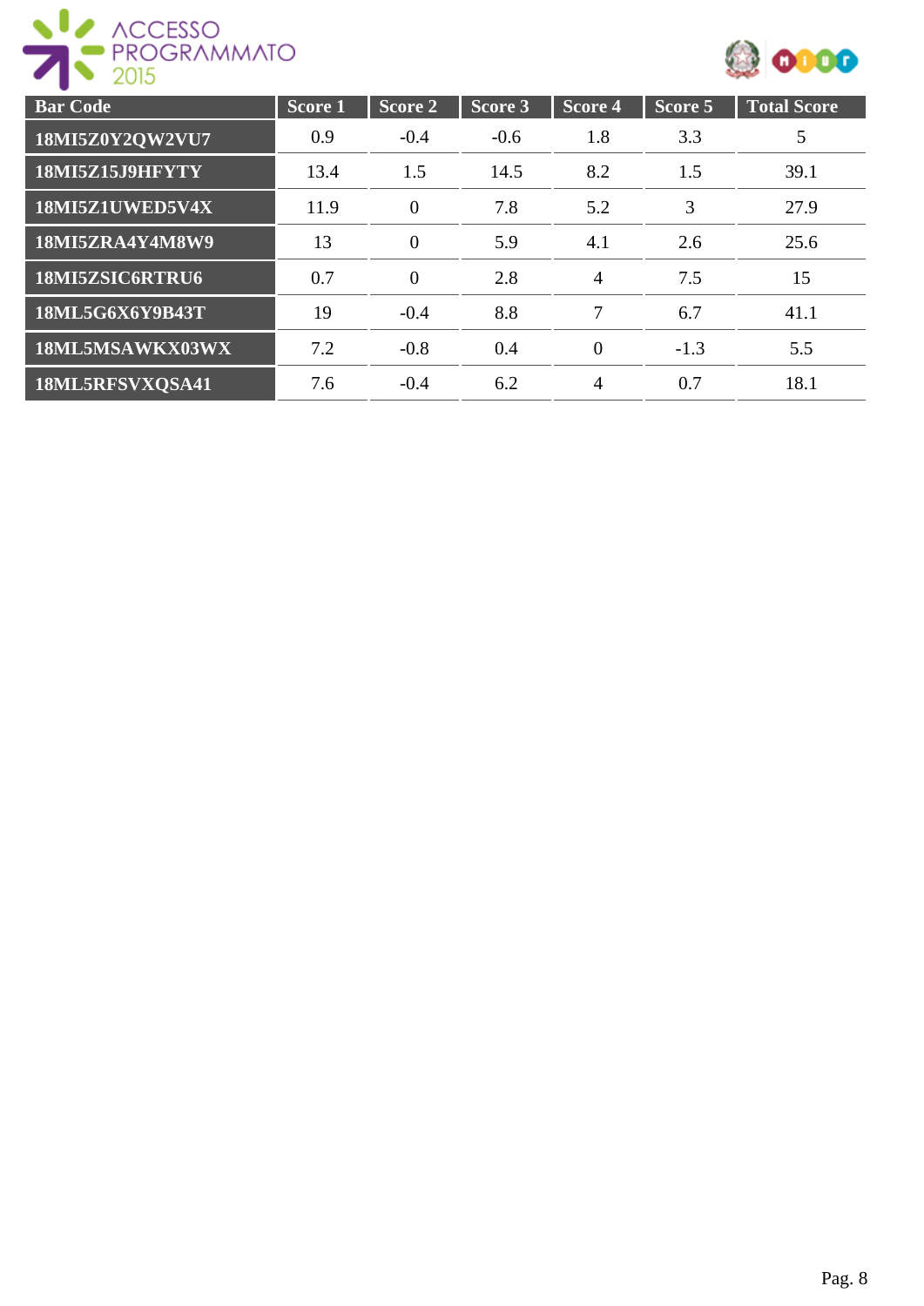| Bar Code | Score 1 | Score 2 | Score 3 | Score 4 | Score 5 | Total Score |
|---|---|---|---|---|---|---|
| 18MI5Z0Y2QW2VU7 | 0.9 | -0.4 | -0.6 | 1.8 | 3.3 | 5 |
| 18MI5Z15J9HFYTY | 13.4 | 1.5 | 14.5 | 8.2 | 1.5 | 39.1 |
| 18MI5Z1UWED5V4X | 11.9 | 0 | 7.8 | 5.2 | 3 | 27.9 |
| 18MI5ZRA4Y4M8W9 | 13 | 0 | 5.9 | 4.1 | 2.6 | 25.6 |
| 18MI5ZSIC6RTRU6 | 0.7 | 0 | 2.8 | 4 | 7.5 | 15 |
| 18ML5G6X6Y9B43T | 19 | -0.4 | 8.8 | 7 | 6.7 | 41.1 |
| 18ML5MSAWKX03WX | 7.2 | -0.8 | 0.4 | 0 | -1.3 | 5.5 |
| 18ML5RFSVXQSA41 | 7.6 | -0.4 | 6.2 | 4 | 0.7 | 18.1 |